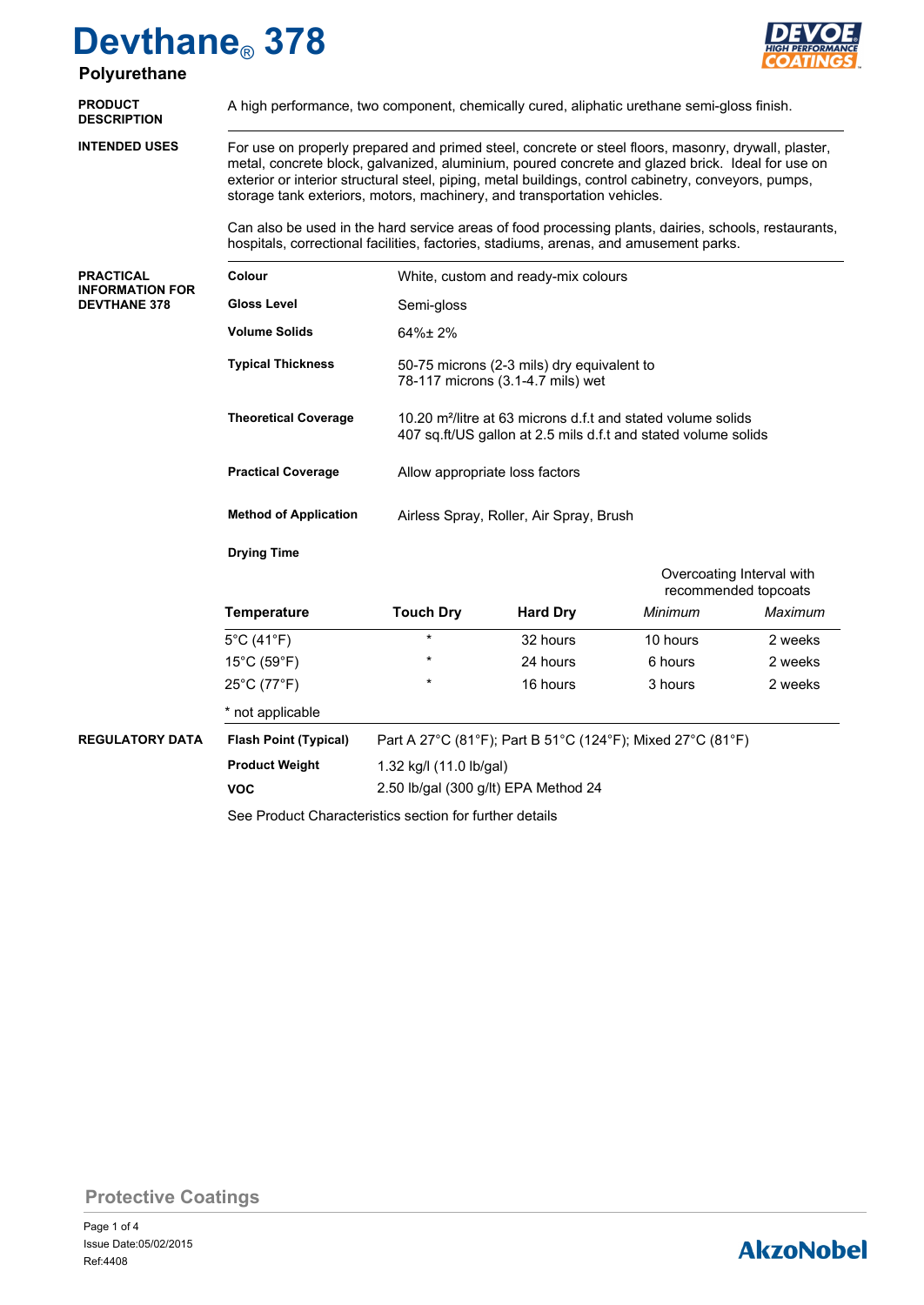# Devthane® 378

## Polyurethane

**PRODUCT DESCRIPTION**

A high performance, two component, chemically cured, aliphatic urethane semi-gloss finish.

**INTENDED USES**

For use on properly prepared and primed steel, concrete or steel floors, masonry, drywall, plaster, metal, concrete block, galvanized, aluminium, poured concrete and glazed brick. Ideal for use on exterior or interior structural steel, piping, metal buildings, control cabinetry, conveyors, pumps, storage tank exteriors, motors, machinery, and transportation vehicles.

Can also be used in the hard service areas of food processing plants, dairies, schools, restaurants, hospitals, correctional facilities, factories, stadiums, arenas, and amusement parks.

**PRACTICAL INFORMATION FOR DEVTHANE 378**

**Colour** White, custom and ready-mix colours

**Gloss Level** Semi-gloss

**Volume Solids** 64%± 2%

**Typical Thickness** 50-75 microns (2-3 mils) dry equivalent to 78-117 microns (3.1-4.7 mils) wet

**Theoretical Coverage** 10.20 m²/litre at 63 microns d.f.t and stated volume solids
407 sq.ft/US gallon at 2.5 mils d.f.t and stated volume solids

**Practical Coverage** Allow appropriate loss factors

**Method of Application** Airless Spray, Roller, Air Spray, Brush

**Drying Time**

| Temperature | Touch Dry | Hard Dry | Overcoating Interval with recommended topcoats | |
|---|---|---|---|---|
| | | | *Minimum* | *Maximum* |
| 5°C (41°F) | * | 32 hours | 10 hours | 2 weeks |
| 15°C (59°F) | * | 24 hours | 6 hours | 2 weeks |
| 25°C (77°F) | * | 16 hours | 3 hours | 2 weeks |

* not applicable

**REGULATORY DATA**

**Flash Point (Typical)** Part A 27°C (81°F); Part B 51°C (124°F); Mixed 27°C (81°F)

**Product Weight** 1.32 kg/l (11.0 lb/gal)

**VOC** 2.50 lb/gal (300 g/lt) EPA Method 24

See Product Characteristics section for further details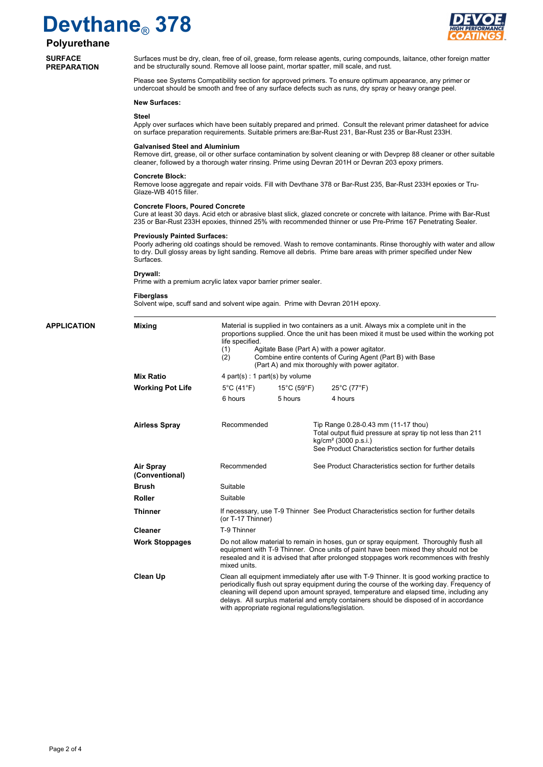# Devthane® 378

## Polyurethane

## SURFACE PREPARATION

Surfaces must be dry, clean, free of oil, grease, form release agents, curing compounds, laitance, other foreign matter and be structurally sound. Remove all loose paint, mortar spatter, mill scale, and rust.

Please see Systems Compatibility section for approved primers. To ensure optimum appearance, any primer or undercoat should be smooth and free of any surface defects such as runs, dry spray or heavy orange peel.

**New Surfaces:**

**Steel**
Apply over surfaces which have been suitably prepared and primed. Consult the relevant primer datasheet for advice on surface preparation requirements. Suitable primers are:Bar-Rust 231, Bar-Rust 235 or Bar-Rust 233H.

**Galvanised Steel and Aluminium**
Remove dirt, grease, oil or other surface contamination by solvent cleaning or with Devprep 88 cleaner or other suitable cleaner, followed by a thorough water rinsing. Prime using Devran 201H or Devran 203 epoxy primers.

**Concrete Block:**
Remove loose aggregate and repair voids. Fill with Devthane 378 or Bar-Rust 235, Bar-Rust 233H epoxies or Tru-Glaze-WB 4015 filler.

**Concrete Floors, Poured Concrete**
Cure at least 30 days. Acid etch or abrasive blast slick, glazed concrete or concrete with laitance. Prime with Bar-Rust 235 or Bar-Rust 233H epoxies, thinned 25% with recommended thinner or use Pre-Prime 167 Penetrating Sealer.

**Previously Painted Surfaces:**
Poorly adhering old coatings should be removed. Wash to remove contaminants. Rinse thoroughly with water and allow to dry. Dull glossy areas by light sanding. Remove all debris. Prime bare areas with primer specified under New Surfaces.

**Drywall:**
Prime with a premium acrylic latex vapor barrier primer sealer.

**Fiberglass**
Solvent wipe, scuff sand and solvent wipe again. Prime with Devran 201H epoxy.

## APPLICATION

**Mixing**

Material is supplied in two containers as a unit. Always mix a complete unit in the proportions supplied. Once the unit has been mixed it must be used within the working pot life specified.

(1) Agitate Base (Part A) with a power agitator.
(2) Combine entire contents of Curing Agent (Part B) with Base (Part A) and mix thoroughly with power agitator.

**Mix Ratio**

4 part(s) : 1 part(s) by volume

**Working Pot Life**

| 5°C (41°F) | 15°C (59°F) | 25°C (77°F) |
|---|---|---|
| 6 hours | 5 hours | 4 hours |

| | | |
|---|---|---|
| **Airless Spray** | Recommended | Tip Range 0.28-0.43 mm (11-17 thou)<br>Total output fluid pressure at spray tip not less than 211 kg/cm² (3000 p.s.i.)<br>See Product Characteristics section for further details |
| **Air Spray (Conventional)** | Recommended | See Product Characteristics section for further details |
| **Brush** | Suitable | |
| **Roller** | Suitable | |
| **Thinner** | If necessary, use T-9 Thinner (or T-17 Thinner) | See Product Characteristics section for further details |
| **Cleaner** | T-9 Thinner | |

**Work Stoppages**

Do not allow material to remain in hoses, gun or spray equipment. Thoroughly flush all equipment with T-9 Thinner. Once units of paint have been mixed they should not be resealed and it is advised that after prolonged stoppages work recommences with freshly mixed units.

**Clean Up**

Clean all equipment immediately after use with T-9 Thinner. It is good working practice to periodically flush out spray equipment during the course of the working day. Frequency of cleaning will depend upon amount sprayed, temperature and elapsed time, including any delays. All surplus material and empty containers should be disposed of in accordance with appropriate regional regulations/legislation.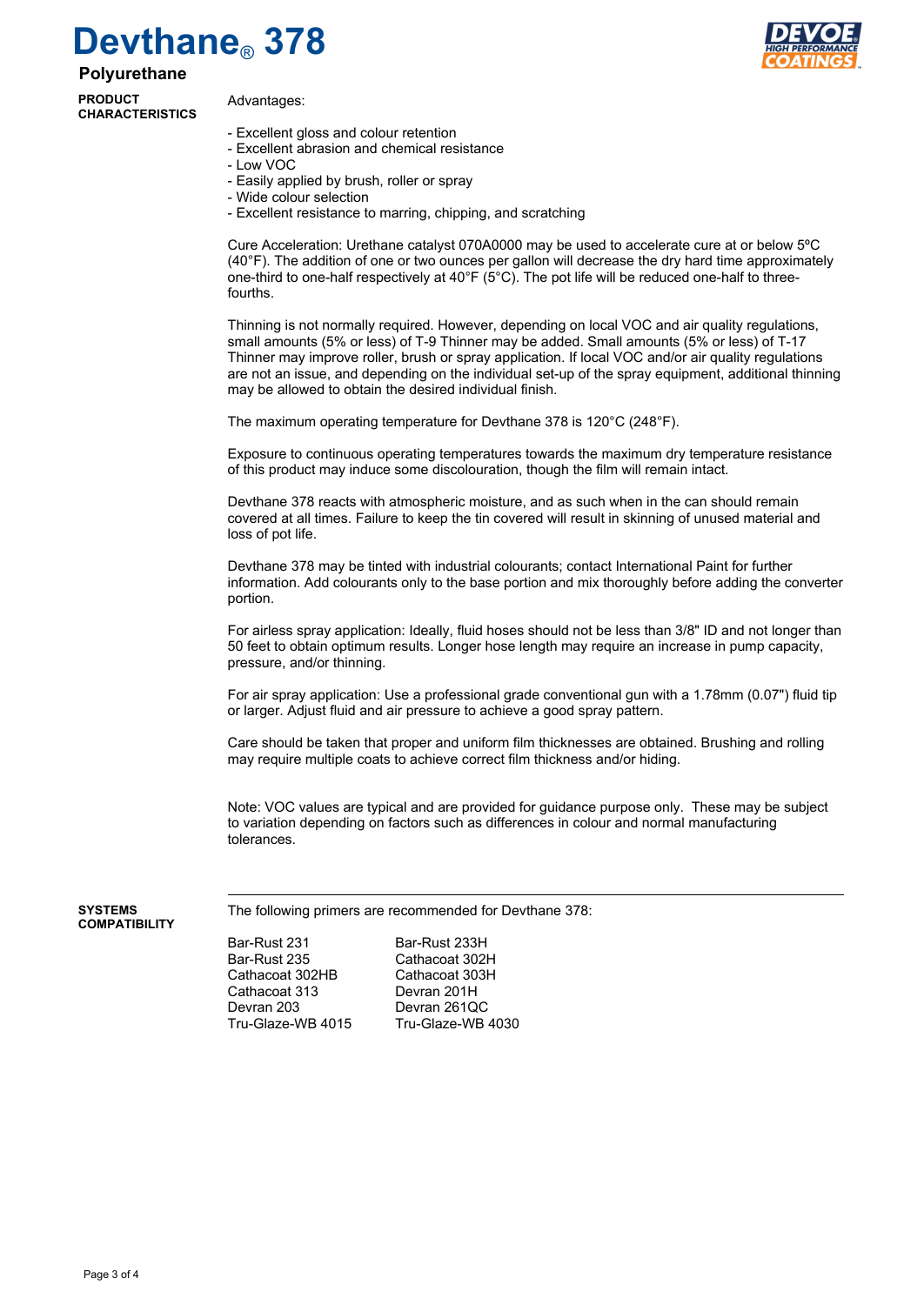# Devthane® 378

## Polyurethane

**PRODUCT CHARACTERISTICS**

Advantages:

- Excellent gloss and colour retention
- Excellent abrasion and chemical resistance
- Low VOC
- Easily applied by brush, roller or spray
- Wide colour selection
- Excellent resistance to marring, chipping, and scratching

Cure Acceleration: Urethane catalyst 070A0000 may be used to accelerate cure at or below 5ºC (40°F). The addition of one or two ounces per gallon will decrease the dry hard time approximately one-third to one-half respectively at 40°F (5°C). The pot life will be reduced one-half to three-fourths.

Thinning is not normally required. However, depending on local VOC and air quality regulations, small amounts (5% or less) of T-9 Thinner may be added. Small amounts (5% or less) of T-17 Thinner may improve roller, brush or spray application. If local VOC and/or air quality regulations are not an issue, and depending on the individual set-up of the spray equipment, additional thinning may be allowed to obtain the desired individual finish.

The maximum operating temperature for Devthane 378 is 120°C (248°F).

Exposure to continuous operating temperatures towards the maximum dry temperature resistance of this product may induce some discolouration, though the film will remain intact.

Devthane 378 reacts with atmospheric moisture, and as such when in the can should remain covered at all times. Failure to keep the tin covered will result in skinning of unused material and loss of pot life.

Devthane 378 may be tinted with industrial colourants; contact International Paint for further information. Add colourants only to the base portion and mix thoroughly before adding the converter portion.

For airless spray application: Ideally, fluid hoses should not be less than 3/8" ID and not longer than 50 feet to obtain optimum results. Longer hose length may require an increase in pump capacity, pressure, and/or thinning.

For air spray application: Use a professional grade conventional gun with a 1.78mm (0.07") fluid tip or larger. Adjust fluid and air pressure to achieve a good spray pattern.

Care should be taken that proper and uniform film thicknesses are obtained. Brushing and rolling may require multiple coats to achieve correct film thickness and/or hiding.

Note: VOC values are typical and are provided for guidance purpose only. These may be subject to variation depending on factors such as differences in colour and normal manufacturing tolerances.

**SYSTEMS COMPATIBILITY**

The following primers are recommended for Devthane 378:

| | |
|---|---|
| Bar-Rust 231 | Bar-Rust 233H |
| Bar-Rust 235 | Cathacoat 302H |
| Cathacoat 302HB | Cathacoat 303H |
| Cathacoat 313 | Devran 201H |
| Devran 203 | Devran 261QC |
| Tru-Glaze-WB 4015 | Tru-Glaze-WB 4030 |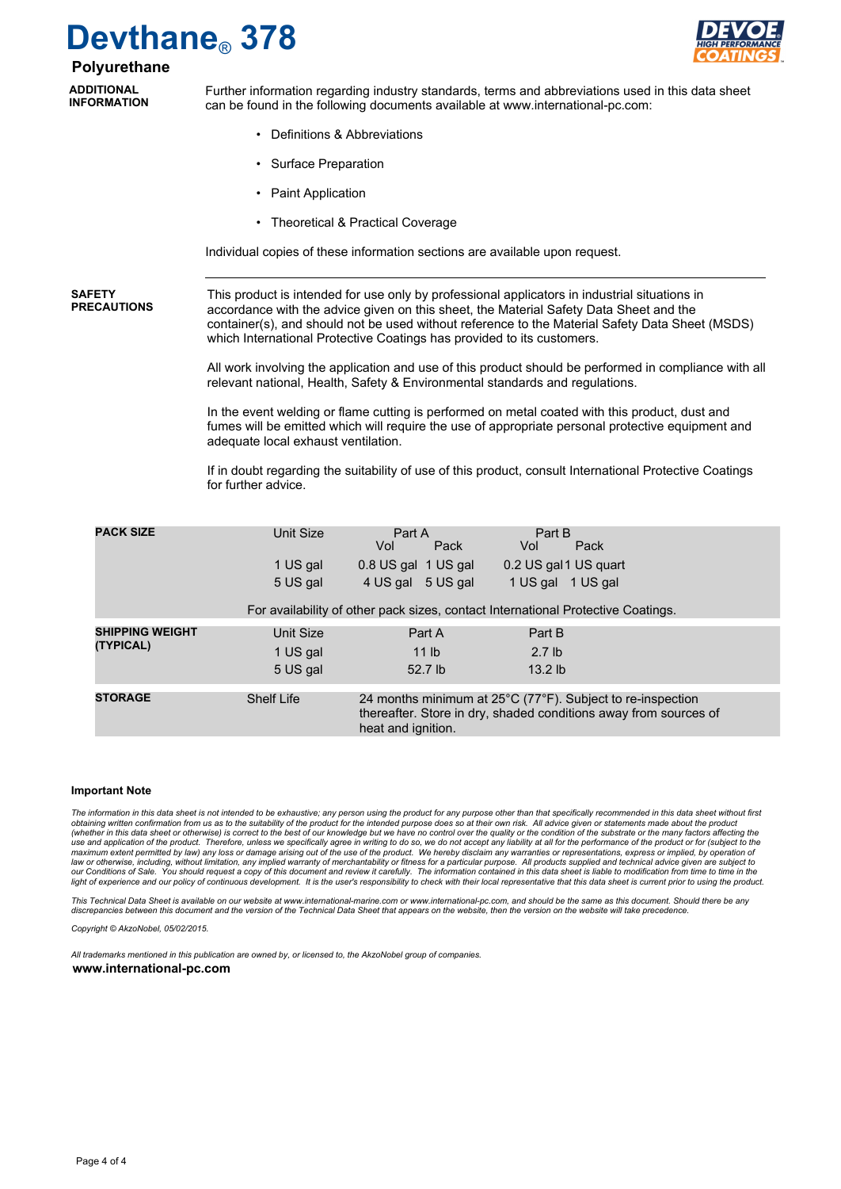# Devthane® 378

**Polyurethane**

**ADDITIONAL INFORMATION**

Further information regarding industry standards, terms and abbreviations used in this data sheet can be found in the following documents available at www.international-pc.com:

- Definitions & Abbreviations
- Surface Preparation
- Paint Application
- Theoretical & Practical Coverage

Individual copies of these information sections are available upon request.

**SAFETY PRECAUTIONS**

This product is intended for use only by professional applicators in industrial situations in accordance with the advice given on this sheet, the Material Safety Data Sheet and the container(s), and should not be used without reference to the Material Safety Data Sheet (MSDS) which International Protective Coatings has provided to its customers.

All work involving the application and use of this product should be performed in compliance with all relevant national, Health, Safety & Environmental standards and regulations.

In the event welding or flame cutting is performed on metal coated with this product, dust and fumes will be emitted which will require the use of appropriate personal protective equipment and adequate local exhaust ventilation.

If in doubt regarding the suitability of use of this product, consult International Protective Coatings for further advice.

**PACK SIZE**

| Unit Size | Part A Vol | Part A Pack | Part B Vol | Part B Pack |
|---|---|---|---|---|
| 1 US gal | 0.8 US gal | 1 US gal | 0.2 US gal | 1 US quart |
| 5 US gal | 4 US gal | 5 US gal | 1 US gal | 1 US gal |

For availability of other pack sizes, contact International Protective Coatings.

**SHIPPING WEIGHT (TYPICAL)**

| Unit Size | Part A | Part B |
|---|---|---|
| 1 US gal | 11 lb | 2.7 lb |
| 5 US gal | 52.7 lb | 13.2 lb |

**STORAGE**

| | |
|---|---|
| Shelf Life | 24 months minimum at 25°C (77°F). Subject to re-inspection thereafter. Store in dry, shaded conditions away from sources of heat and ignition. |

**Important Note**

*The information in this data sheet is not intended to be exhaustive; any person using the product for any purpose other than that specifically recommended in this data sheet without first obtaining written confirmation from us as to the suitability of the product for the intended purpose does so at their own risk. All advice given or statements made about the product (whether in this data sheet or otherwise) is correct to the best of our knowledge but we have no control over the quality or the condition of the substrate or the many factors affecting the use and application of the product. Therefore, unless we specifically agree in writing to do so, we do not accept any liability at all for the performance of the product or for (subject to the maximum extent permitted by law) any loss or damage arising out of the use of the product. We hereby disclaim any warranties or representations, express or implied, by operation of law or otherwise, including, without limitation, any implied warranty of merchantability or fitness for a particular purpose. All products supplied and technical advice given are subject to our Conditions of Sale. You should request a copy of this document and review it carefully. The information contained in this data sheet is liable to modification from time to time in the light of experience and our policy of continuous development. It is the user's responsibility to check with their local representative that this data sheet is current prior to using the product.*

*This Technical Data Sheet is available on our website at www.international-marine.com or www.international-pc.com, and should be the same as this document. Should there be any discrepancies between this document and the version of the Technical Data Sheet that appears on the website, then the version on the website will take precedence.*

*Copyright © AkzoNobel, 05/02/2015.*

*All trademarks mentioned in this publication are owned by, or licensed to, the AkzoNobel group of companies.*

**www.international-pc.com**